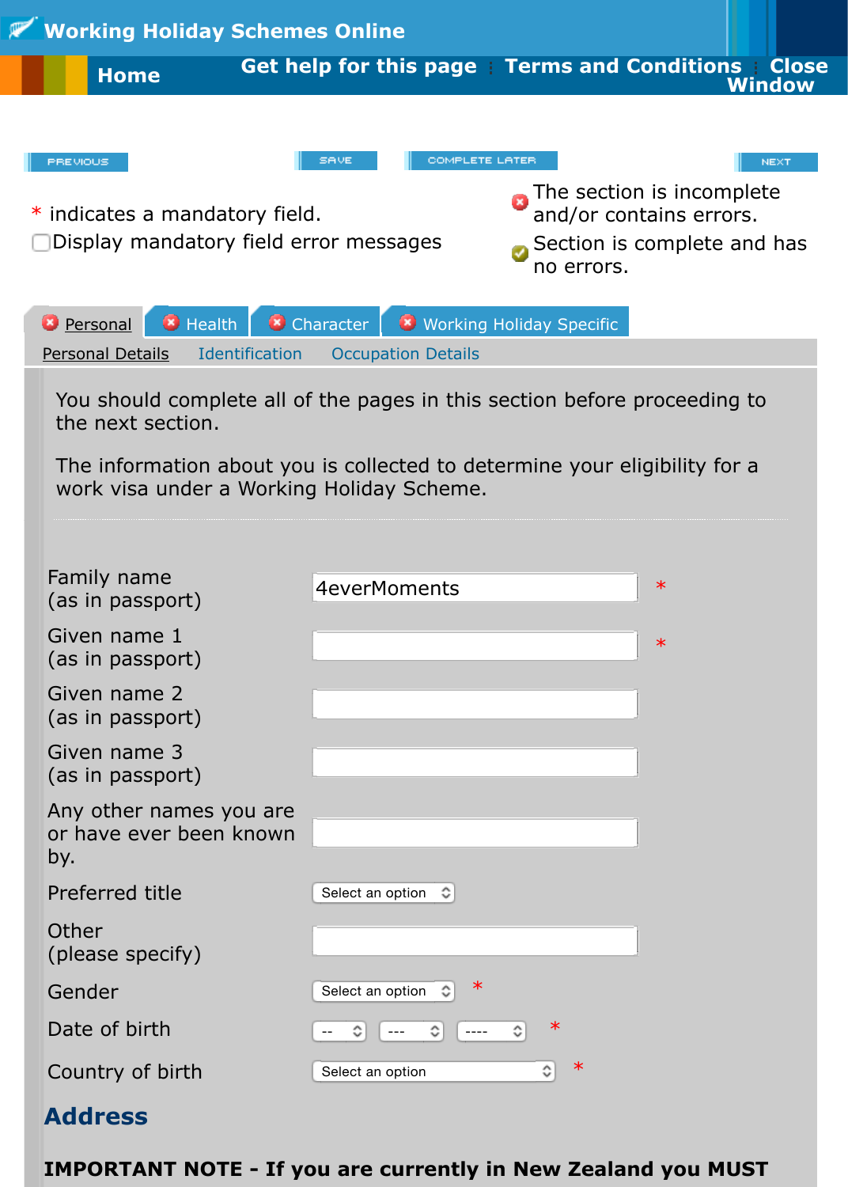# Working Holiday Schemes Online

Home | Get help for this page | Terms and Conditions | Close Window

PREVIOUS | SAVE | COMPLETE LATER | NEXT

* indicates a mandatory field.

☐ Display mandatory field error messages

The section is incomplete and/or contains errors.

Section is complete and has no errors.

Personal | Health | Character | Working Holiday Specific

Personal Details | Identification | Occupation Details

You should complete all of the pages in this section before proceeding to the next section.

The information about you is collected to determine your eligibility for a work visa under a Working Holiday Scheme.

| Field | Value | |
|---|---|---|
| Family name (as in passport) | 4everMoments | * |
| Given name 1 (as in passport) | | * |
| Given name 2 (as in passport) | | |
| Given name 3 (as in passport) | | |
| Any other names you are or have ever been known by. | | |
| Preferred title | Select an option | |
| Other (please specify) | | |
| Gender | Select an option | * |
| Date of birth | -- / --- / ---- | * |
| Country of birth | Select an option | * |

## Address

**IMPORTANT NOTE - If you are currently in New Zealand you MUST**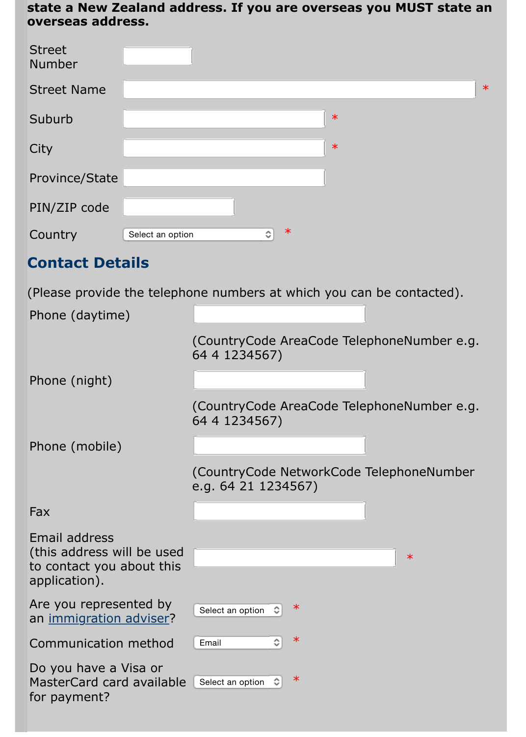**state a New Zealand address. If you are overseas you MUST state an overseas address.**

Street Number

Street Name *

Suburb *

City *

Province/State

PIN/ZIP code

Country — Select an option *

## Contact Details

(Please provide the telephone numbers at which you can be contacted).

Phone (daytime)

(CountryCode AreaCode TelephoneNumber e.g. 64 4 1234567)

Phone (night)

(CountryCode AreaCode TelephoneNumber e.g. 64 4 1234567)

Phone (mobile)

(CountryCode NetworkCode TelephoneNumber e.g. 64 21 1234567)

Fax

Email address (this address will be used to contact you about this application). *

Are you represented by an immigration adviser? — Select an option *

Communication method — Email *

Do you have a Visa or MasterCard card available for payment? — Select an option *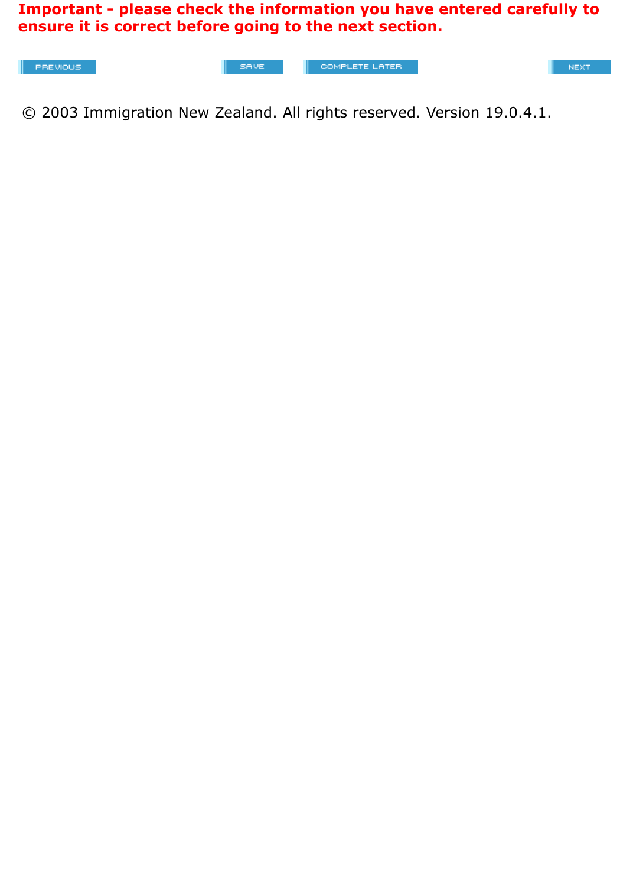**Important - please check the information you have entered carefully to ensure it is correct before going to the next section.**

PREVIOUS SAVE COMPLETE LATER NEXT

© 2003 Immigration New Zealand. All rights reserved. Version 19.0.4.1.